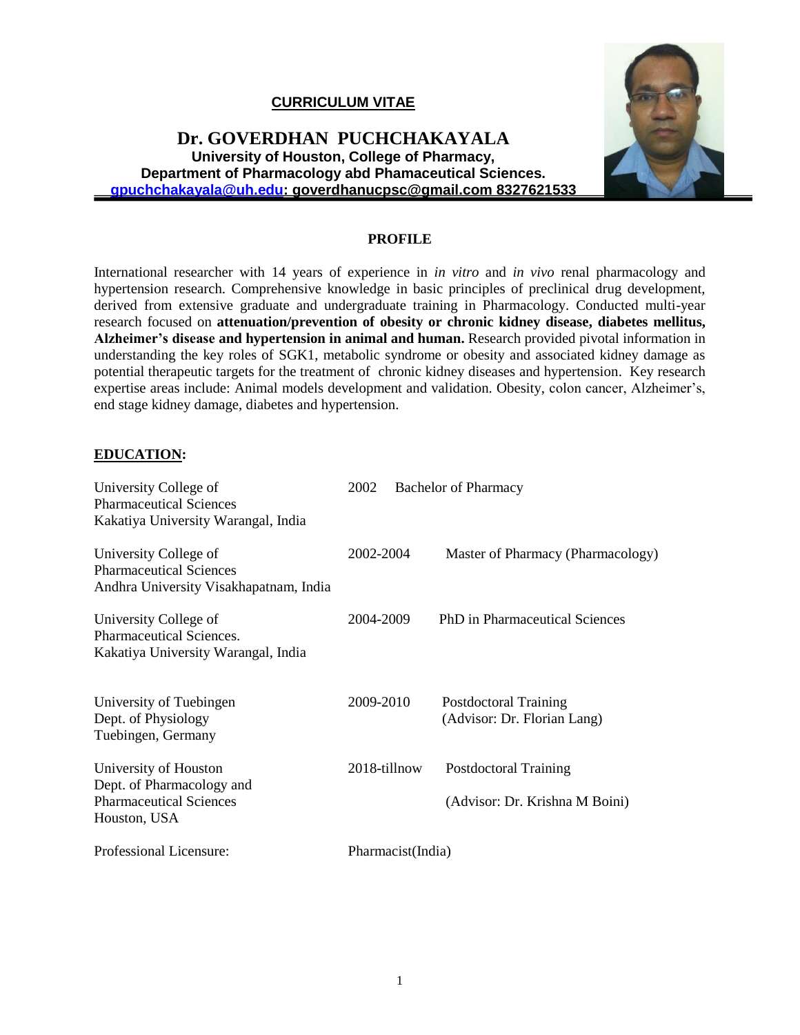# CURRICULUM VITAE

## Dr. GOVERDHAN PUCHCHAKAYALA

**University of Houston, College of Pharmacy,**
**Department of Pharmacology abd Phamaceutical Sciences.**
**gpuchchakayala@uh.edu: goverdhanucpsc@gmail.com 8327621533**

## PROFILE

International researcher with 14 years of experience in *in vitro* and *in vivo* renal pharmacology and hypertension research. Comprehensive knowledge in basic principles of preclinical drug development, derived from extensive graduate and undergraduate training in Pharmacology. Conducted multi-year research focused on **attenuation/prevention of obesity or chronic kidney disease, diabetes mellitus, Alzheimer's disease and hypertension in animal and human.** Research provided pivotal information in understanding the key roles of SGK1, metabolic syndrome or obesity and associated kidney damage as potential therapeutic targets for the treatment of chronic kidney diseases and hypertension. Key research expertise areas include: Animal models development and validation. Obesity, colon cancer, Alzheimer's, end stage kidney damage, diabetes and hypertension.

## EDUCATION:

| Institution | Year | Degree |
|---|---|---|
| University College of Pharmaceutical Sciences Kakatiya University Warangal, India | 2002 | Bachelor of Pharmacy |
| University College of Pharmaceutical Sciences Andhra University Visakhapatnam, India | 2002-2004 | Master of Pharmacy (Pharmacology) |
| University College of Pharmaceutical Sciences. Kakatiya University Warangal, India | 2004-2009 | PhD in Pharmaceutical Sciences |
| University of Tuebingen Dept. of Physiology Tuebingen, Germany | 2009-2010 | Postdoctoral Training (Advisor: Dr. Florian Lang) |
| University of Houston Dept. of Pharmacology and Pharmaceutical Sciences Houston, USA | 2018-tillnow | Postdoctoral Training (Advisor: Dr. Krishna M Boini) |

Professional Licensure: Pharmacist(India)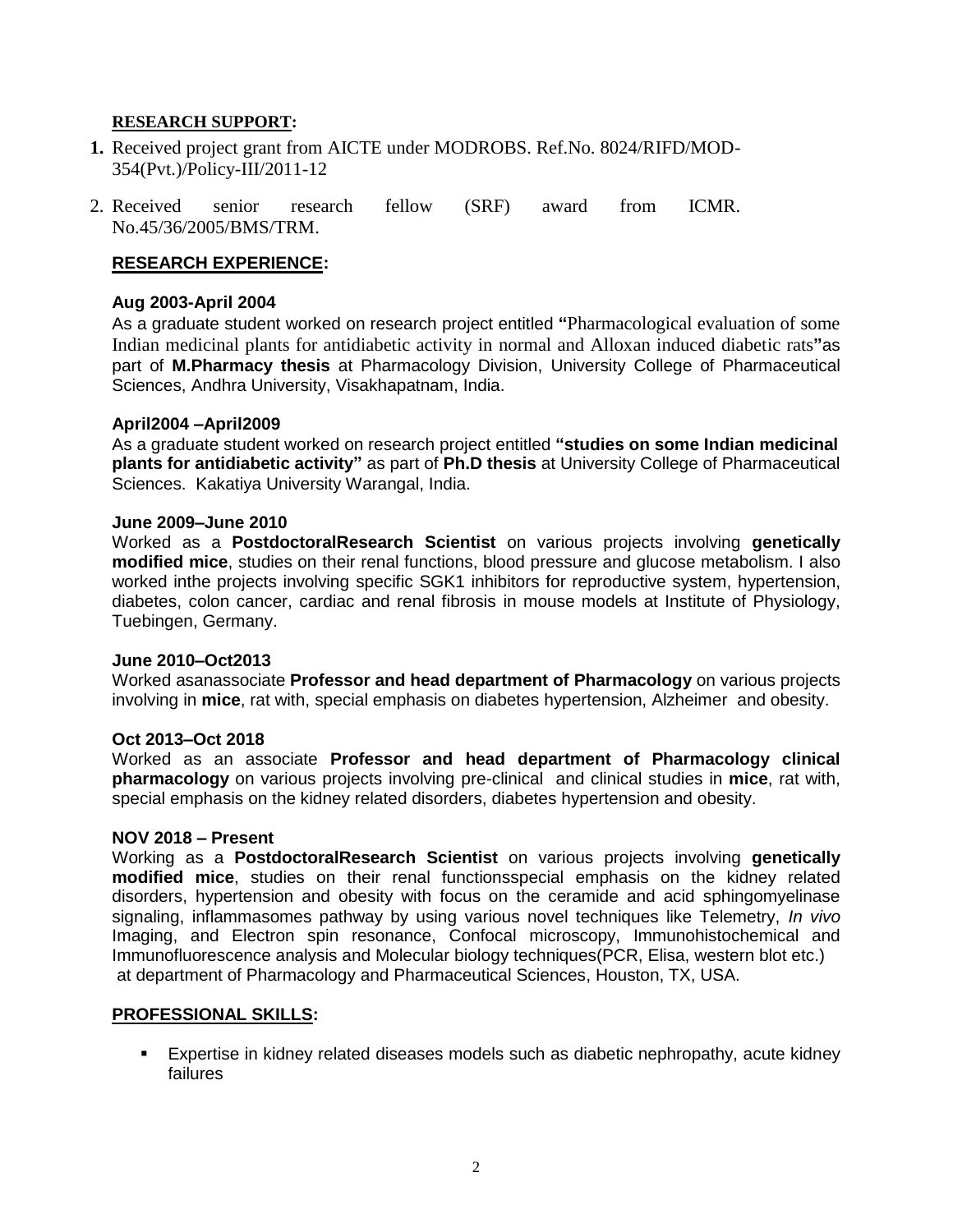## **RESEARCH SUPPORT:**

1. Received project grant from AICTE under MODROBS. Ref.No. 8024/RIFD/MOD-354(Pvt.)/Policy-III/2011-12

2. Received senior research fellow (SRF) award from ICMR. No.45/36/2005/BMS/TRM.

## **RESEARCH EXPERIENCE:**

**Aug 2003-April 2004**

As a graduate student worked on research project entitled **"**Pharmacological evaluation of some Indian medicinal plants for antidiabetic activity in normal and Alloxan induced diabetic rats**"**as part of **M.Pharmacy thesis** at Pharmacology Division, University College of Pharmaceutical Sciences, Andhra University, Visakhapatnam, India.

**April2004 –April2009**

As a graduate student worked on research project entitled **"studies on some Indian medicinal plants for antidiabetic activity"** as part of **Ph.D thesis** at University College of Pharmaceutical Sciences. Kakatiya University Warangal, India.

**June 2009–June 2010**

Worked as a **PostdoctoralResearch Scientist** on various projects involving **genetically modified mice**, studies on their renal functions, blood pressure and glucose metabolism. I also worked inthe projects involving specific SGK1 inhibitors for reproductive system, hypertension, diabetes, colon cancer, cardiac and renal fibrosis in mouse models at Institute of Physiology, Tuebingen, Germany.

**June 2010–Oct2013**

Worked asanassociate **Professor and head department of Pharmacology** on various projects involving in **mice**, rat with, special emphasis on diabetes hypertension, Alzheimer and obesity.

**Oct 2013–Oct 2018**

Worked as an associate **Professor and head department of Pharmacology clinical pharmacology** on various projects involving pre-clinical and clinical studies in **mice**, rat with, special emphasis on the kidney related disorders, diabetes hypertension and obesity.

**NOV 2018 – Present**

Working as a **PostdoctoralResearch Scientist** on various projects involving **genetically modified mice**, studies on their renal functionsspecial emphasis on the kidney related disorders, hypertension and obesity with focus on the ceramide and acid sphingomyelinase signaling, inflammasomes pathway by using various novel techniques like Telemetry, *In vivo* Imaging, and Electron spin resonance, Confocal microscopy, Immunohistochemical and Immunofluorescence analysis and Molecular biology techniques(PCR, Elisa, western blot etc.) at department of Pharmacology and Pharmaceutical Sciences, Houston, TX, USA.

## **PROFESSIONAL SKILLS:**

- Expertise in kidney related diseases models such as diabetic nephropathy, acute kidney failures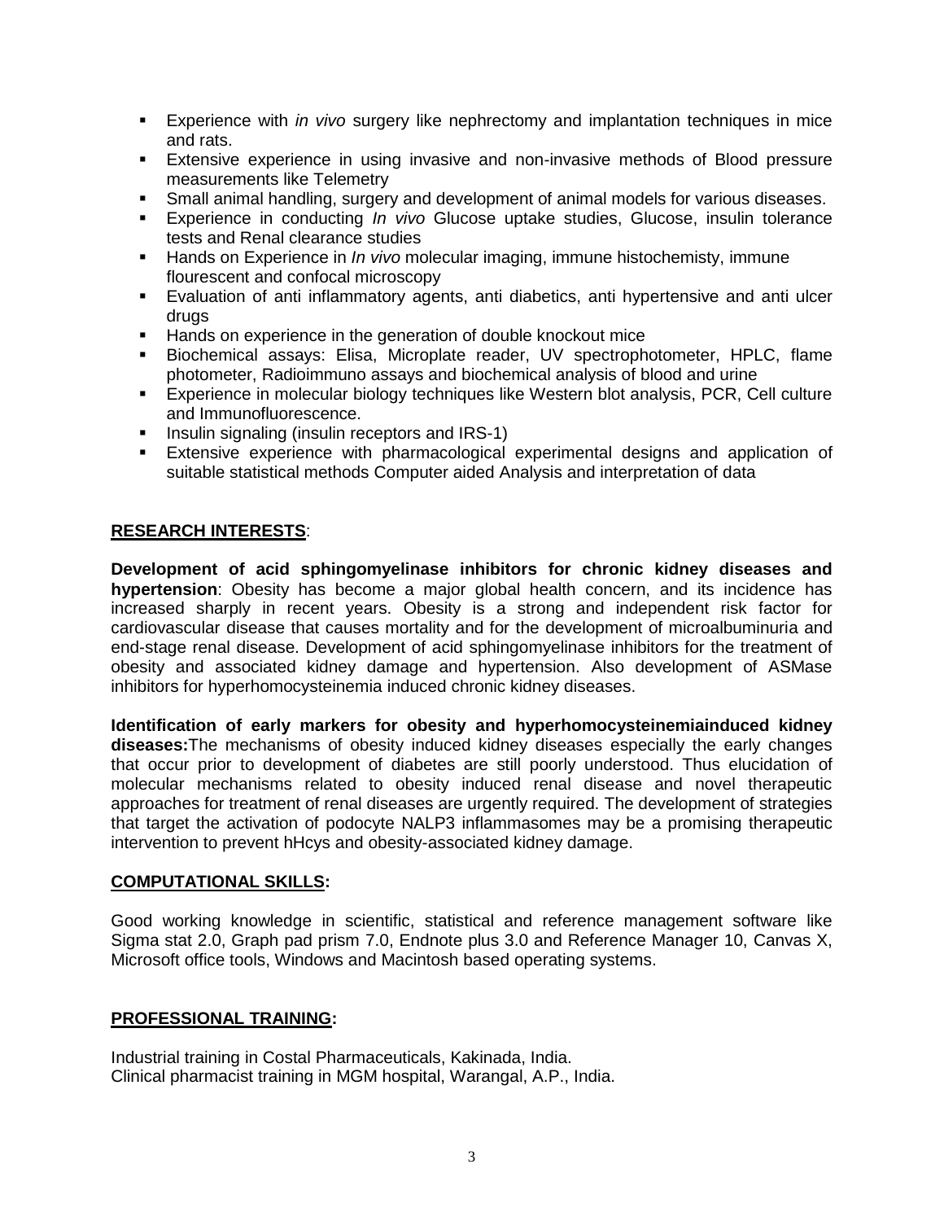- Experience with *in vivo* surgery like nephrectomy and implantation techniques in mice and rats.
- Extensive experience in using invasive and non-invasive methods of Blood pressure measurements like Telemetry
- Small animal handling, surgery and development of animal models for various diseases.
- Experience in conducting *In vivo* Glucose uptake studies, Glucose, insulin tolerance tests and Renal clearance studies
- Hands on Experience in *In vivo* molecular imaging, immune histochemisty, immune flourescent and confocal microscopy
- Evaluation of anti inflammatory agents, anti diabetics, anti hypertensive and anti ulcer drugs
- Hands on experience in the generation of double knockout mice
- Biochemical assays: Elisa, Microplate reader, UV spectrophotometer, HPLC, flame photometer, Radioimmuno assays and biochemical analysis of blood and urine
- Experience in molecular biology techniques like Western blot analysis, PCR, Cell culture and Immunofluorescence.
- Insulin signaling (insulin receptors and IRS-1)
- Extensive experience with pharmacological experimental designs and application of suitable statistical methods Computer aided Analysis and interpretation of data

## RESEARCH INTERESTS:

**Development of acid sphingomyelinase inhibitors for chronic kidney diseases and hypertension**: Obesity has become a major global health concern, and its incidence has increased sharply in recent years. Obesity is a strong and independent risk factor for cardiovascular disease that causes mortality and for the development of microalbuminuria and end-stage renal disease. Development of acid sphingomyelinase inhibitors for the treatment of obesity and associated kidney damage and hypertension. Also development of ASMase inhibitors for hyperhomocysteinemia induced chronic kidney diseases.

**Identification of early markers for obesity and hyperhomocysteinemiainduced kidney diseases:**The mechanisms of obesity induced kidney diseases especially the early changes that occur prior to development of diabetes are still poorly understood. Thus elucidation of molecular mechanisms related to obesity induced renal disease and novel therapeutic approaches for treatment of renal diseases are urgently required. The development of strategies that target the activation of podocyte NALP3 inflammasomes may be a promising therapeutic intervention to prevent hHcys and obesity-associated kidney damage.

## COMPUTATIONAL SKILLS:

Good working knowledge in scientific, statistical and reference management software like Sigma stat 2.0, Graph pad prism 7.0, Endnote plus 3.0 and Reference Manager 10, Canvas X, Microsoft office tools, Windows and Macintosh based operating systems.

## PROFESSIONAL TRAINING:

Industrial training in Costal Pharmaceuticals, Kakinada, India.
Clinical pharmacist training in MGM hospital, Warangal, A.P., India.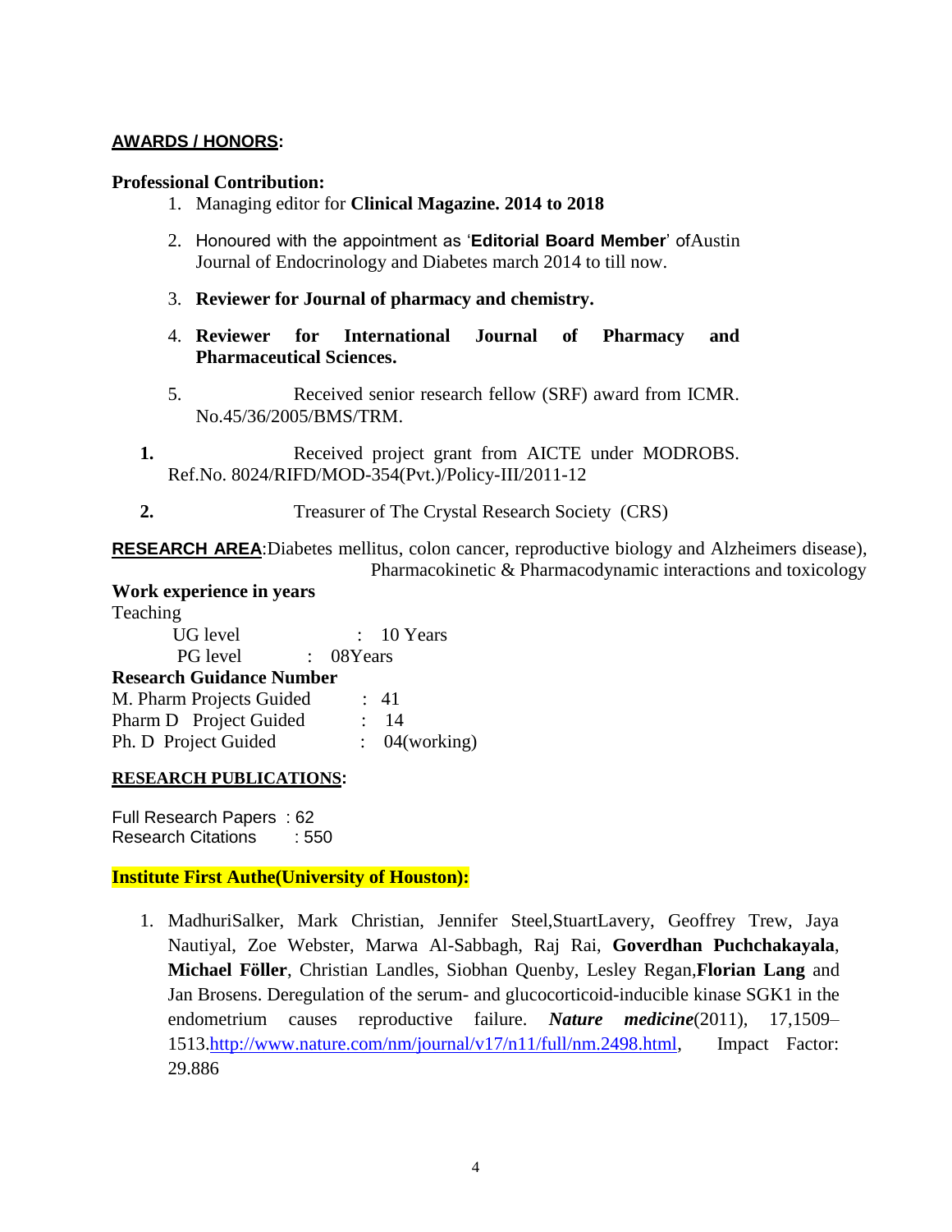**AWARDS / HONORS:**

**Professional Contribution:**

1. Managing editor for **Clinical Magazine. 2014 to 2018**
2. Honoured with the appointment as '**Editorial Board Member**' ofAustin Journal of Endocrinology and Diabetes march 2014 to till now.
3. **Reviewer for Journal of pharmacy and chemistry.**
4. **Reviewer for International Journal of Pharmacy and Pharmaceutical Sciences.**
5. Received senior research fellow (SRF) award from ICMR. No.45/36/2005/BMS/TRM.

**1.** Received project grant from AICTE under MODROBS. Ref.No. 8024/RIFD/MOD-354(Pvt.)/Policy-III/2011-12

**2.** Treasurer of The Crystal Research Society (CRS)

**RESEARCH AREA**:Diabetes mellitus, colon cancer, reproductive biology and Alzheimers disease), Pharmacokinetic & Pharmacodynamic interactions and toxicology

**Work experience in years**

Teaching

UG level : 10 Years

PG level : 08Years

**Research Guidance Number**

M. Pharm Projects Guided : 41

Pharm D Project Guided : 14

Ph. D Project Guided : 04(working)

**RESEARCH PUBLICATIONS:**

Full Research Papers : 62

Research Citations : 550

**Institute First Authe(University of Houston):**

1. MadhuriSalker, Mark Christian, Jennifer Steel,StuartLavery, Geoffrey Trew, Jaya Nautiyal, Zoe Webster, Marwa Al-Sabbagh, Raj Rai, **Goverdhan Puchchakayala**, **Michael Föller**, Christian Landles, Siobhan Quenby, Lesley Regan,**Florian Lang** and Jan Brosens. Deregulation of the serum- and glucocorticoid-inducible kinase SGK1 in the endometrium causes reproductive failure. ***Nature medicine***(2011), 17,1509–1513.http://www.nature.com/nm/journal/v17/n11/full/nm.2498.html, Impact Factor: 29.886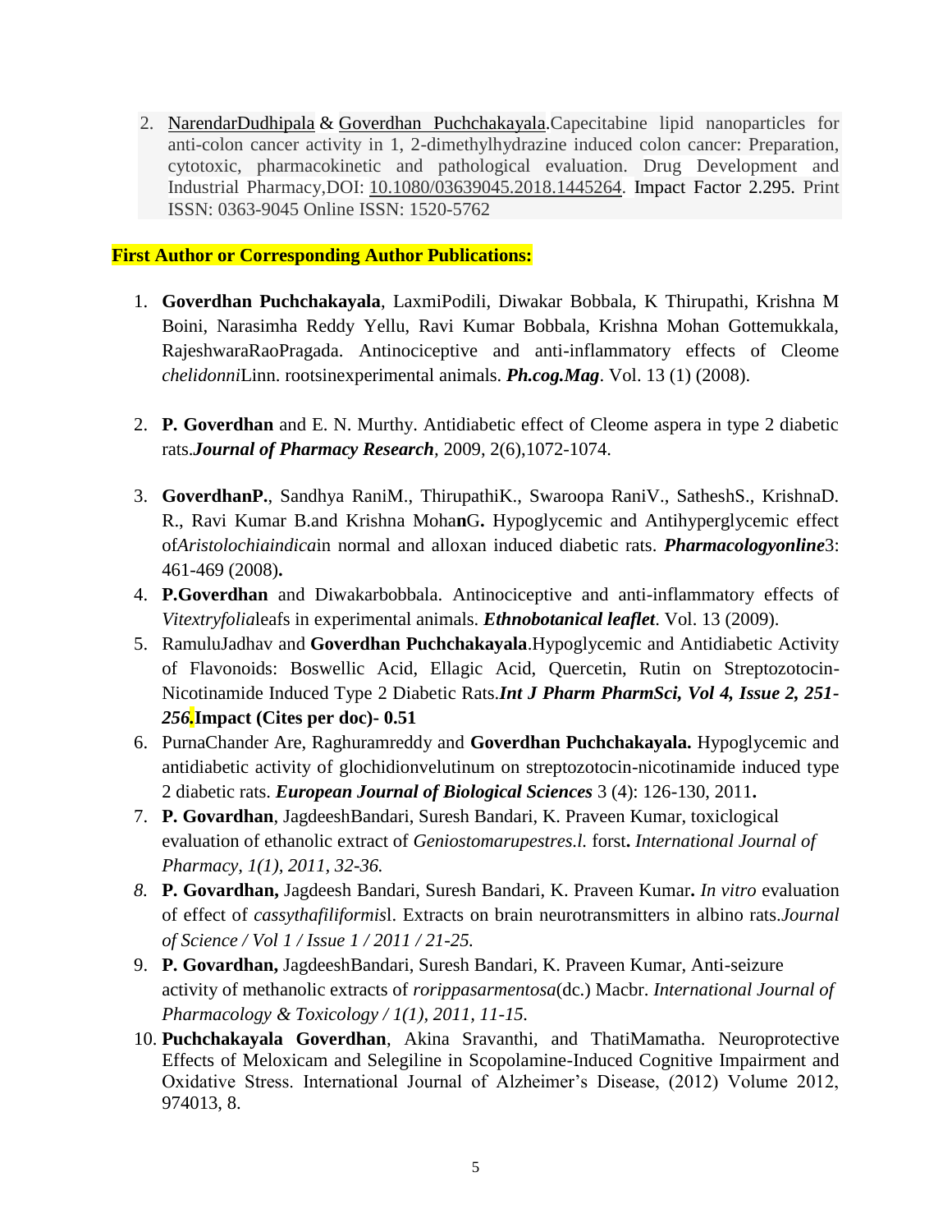2. NarendarDudhipala & Goverdhan Puchchakayala.Capecitabine lipid nanoparticles for anti-colon cancer activity in 1, 2-dimethylhydrazine induced colon cancer: Preparation, cytotoxic, pharmacokinetic and pathological evaluation. Drug Development and Industrial Pharmacy,DOI: 10.1080/03639045.2018.1445264. Impact Factor 2.295. Print ISSN: 0363-9045 Online ISSN: 1520-5762

**First Author or Corresponding Author Publications:**

1. **Goverdhan Puchchakayala**, LaxmiPodili, Diwakar Bobbala, K Thirupathi, Krishna M Boini, Narasimha Reddy Yellu, Ravi Kumar Bobbala, Krishna Mohan Gottemukkala, RajeshwaraRaoPragada. Antinociceptive and anti-inflammatory effects of Cleome *chelidonni*Linn. rootsinexperimental animals. ***Ph.cog.Mag***. Vol. 13 (1) (2008).

2. **P. Goverdhan** and E. N. Murthy. Antidiabetic effect of Cleome aspera in type 2 diabetic rats.***Journal of Pharmacy Research****,* 2009, 2(6),1072-1074.

3. **GoverdhanP.**, Sandhya RaniM., ThirupathiK., Swaroopa RaniV., SatheshS., KrishnaD. R., Ravi Kumar B.and Krishna Moha**n**G**.** Hypoglycemic and Antihyperglycemic effect of*Aristolochiaindica*in normal and alloxan induced diabetic rats. ***Pharmacologyonline***3: 461-469 (2008)**.**
4. **P.Goverdhan** and Diwakarbobbala. Antinociceptive and anti-inflammatory effects of *Vitextryfolia*leafs in experimental animals. ***Ethnobotanical leaflet***. Vol. 13 (2009).
5. RamuluJadhav and **Goverdhan Puchchakayala**.Hypoglycemic and Antidiabetic Activity of Flavonoids: Boswellic Acid, Ellagic Acid, Quercetin, Rutin on Streptozotocin-Nicotinamide Induced Type 2 Diabetic Rats.***Int J Pharm PharmSci, Vol 4, Issue 2, 251-256.*****Impact (Cites per doc)- 0.51**
6. PurnaChander Are, Raghuramreddy and **Goverdhan Puchchakayala.** Hypoglycemic and antidiabetic activity of glochidionvelutinum on streptozotocin-nicotinamide induced type 2 diabetic rats. ***European Journal of Biological Sciences*** 3 (4): 126-130, 2011**.**
7. **P. Govardhan**, JagdeeshBandari, Suresh Bandari, K. Praveen Kumar, toxiclogical evaluation of ethanolic extract of *Geniostomarupestres.l.* forst**.** *International Journal of Pharmacy, 1(1), 2011, 32-36.*
8. **P. Govardhan,** Jagdeesh Bandari, Suresh Bandari, K. Praveen Kumar**.** *In vitro* evaluation of effect of *cassythafiliformis*l. Extracts on brain neurotransmitters in albino rats.*Journal of Science / Vol 1 / Issue 1 / 2011 / 21-25.*
9. **P. Govardhan,** JagdeeshBandari, Suresh Bandari, K. Praveen Kumar, Anti-seizure activity of methanolic extracts of *rorippasarmentosa*(dc.) Macbr. *International Journal of Pharmacology & Toxicology / 1(1), 2011, 11-15.*
10. **Puchchakayala Goverdhan**, Akina Sravanthi, and ThatiMamatha. Neuroprotective Effects of Meloxicam and Selegiline in Scopolamine-Induced Cognitive Impairment and Oxidative Stress. International Journal of Alzheimer's Disease, (2012) Volume 2012, 974013, 8.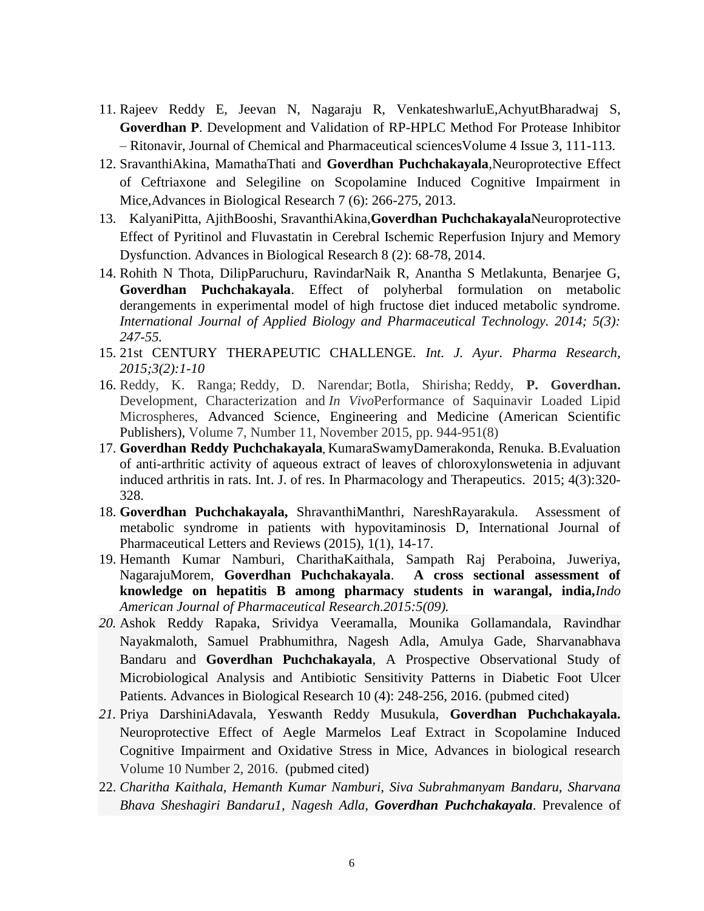11. Rajeev Reddy E, Jeevan N, Nagaraju R, VenkateshwarluE,AchyutBharadwaj S, **Goverdhan P**. Development and Validation of RP-HPLC Method For Protease Inhibitor – Ritonavir, Journal of Chemical and Pharmaceutical sciencesVolume 4 Issue 3, 111-113.
12. SravanthiAkina, MamathaThati and **Goverdhan Puchchakayala**,Neuroprotective Effect of Ceftriaxone and Selegiline on Scopolamine Induced Cognitive Impairment in Mice,Advances in Biological Research 7 (6): 266-275, 2013.
13. KalyaniPitta, AjithBooshi, SravanthiAkina,**Goverdhan Puchchakayala**Neuroprotective Effect of Pyritinol and Fluvastatin in Cerebral Ischemic Reperfusion Injury and Memory Dysfunction. Advances in Biological Research 8 (2): 68-78, 2014.
14. Rohith N Thota, DilipParuchuru, RavindarNaik R, Anantha S Metlakunta, Benarjee G, **Goverdhan Puchchakayala**. Effect of polyherbal formulation on metabolic derangements in experimental model of high fructose diet induced metabolic syndrome. *International Journal of Applied Biology and Pharmaceutical Technology. 2014; 5(3): 247-55.*
15. 21st CENTURY THERAPEUTIC CHALLENGE. *Int. J. Ayur. Pharma Research, 2015;3(2):1-10*
16. Reddy, K. Ranga; Reddy, D. Narendar; Botla, Shirisha; Reddy, **P. Goverdhan.** Development, Characterization and *In Vivo*Performance of Saquinavir Loaded Lipid Microspheres, Advanced Science, Engineering and Medicine (American Scientific Publishers), Volume 7, Number 11, November 2015, pp. 944-951(8)
17. **Goverdhan Reddy Puchchakayala**, KumaraSwamyDamerakonda, Renuka. B.Evaluation of anti-arthritic activity of aqueous extract of leaves of chloroxylonswetenia in adjuvant induced arthritis in rats. Int. J. of res. In Pharmacology and Therapeutics. 2015; 4(3):320-328.
18. **Goverdhan Puchchakayala,** ShravanthiManthri, NareshRayarakula. Assessment of metabolic syndrome in patients with hypovitaminosis D, International Journal of Pharmaceutical Letters and Reviews (2015), 1(1), 14-17.
19. Hemanth Kumar Namburi, CharithaKaithala, Sampath Raj Peraboina, Juweriya, NagarajuMorem, **Goverdhan Puchchakayala**. **A cross sectional assessment of knowledge on hepatitis B among pharmacy students in warangal, india,***Indo American Journal of Pharmaceutical Research.2015:5(09).*
20. Ashok Reddy Rapaka, Srividya Veeramalla, Mounika Gollamandala, Ravindhar Nayakmaloth, Samuel Prabhumithra, Nagesh Adla, Amulya Gade, Sharvanabhava Bandaru and **Goverdhan Puchchakayala**, A Prospective Observational Study of Microbiological Analysis and Antibiotic Sensitivity Patterns in Diabetic Foot Ulcer Patients. Advances in Biological Research 10 (4): 248-256, 2016. (pubmed cited)
21. Priya DarshiniAdavala, Yeswanth Reddy Musukula, **Goverdhan Puchchakayala.** Neuroprotective Effect of Aegle Marmelos Leaf Extract in Scopolamine Induced Cognitive Impairment and Oxidative Stress in Mice, Advances in biological research Volume 10 Number 2, 2016. (pubmed cited)
22. *Charitha Kaithala, Hemanth Kumar Namburi, Siva Subrahmanyam Bandaru, Sharvana Bhava Sheshagiri Bandaru1, Nagesh Adla,* ***Goverdhan Puchchakayala***. Prevalence of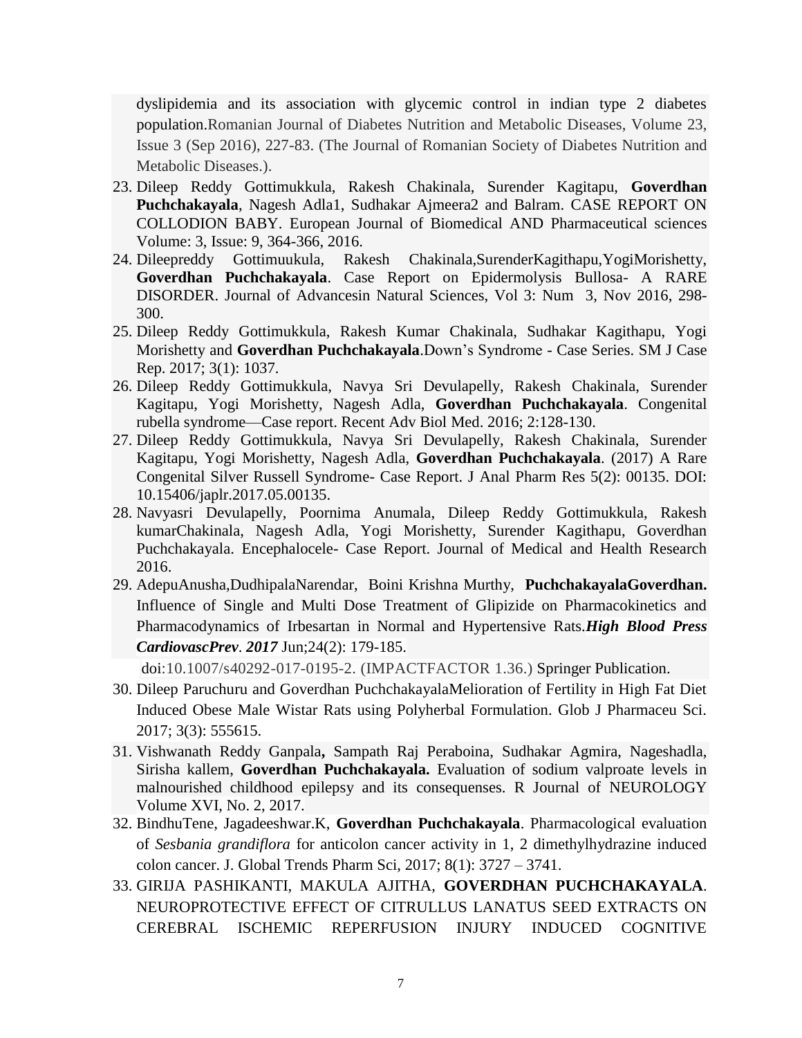dyslipidemia and its association with glycemic control in indian type 2 diabetes population.Romanian Journal of Diabetes Nutrition and Metabolic Diseases, Volume 23, Issue 3 (Sep 2016), 227-83. (The Journal of Romanian Society of Diabetes Nutrition and Metabolic Diseases.).

23. Dileep Reddy Gottimukkula, Rakesh Chakinala, Surender Kagitapu, **Goverdhan Puchchakayala**, Nagesh Adla1, Sudhakar Ajmeera2 and Balram. CASE REPORT ON COLLODION BABY. European Journal of Biomedical AND Pharmaceutical sciences Volume: 3, Issue: 9, 364-366, 2016.
24. Dileepreddy Gottimuukula, Rakesh Chakinala,SurenderKagithapu,YogiMorishetty, **Goverdhan Puchchakayala**. Case Report on Epidermolysis Bullosa- A RARE DISORDER. Journal of Advancesin Natural Sciences, Vol 3: Num 3, Nov 2016, 298-300.
25. Dileep Reddy Gottimukkula, Rakesh Kumar Chakinala, Sudhakar Kagithapu, Yogi Morishetty and **Goverdhan Puchchakayala**.Down's Syndrome - Case Series. SM J Case Rep. 2017; 3(1): 1037.
26. Dileep Reddy Gottimukkula, Navya Sri Devulapelly, Rakesh Chakinala, Surender Kagitapu, Yogi Morishetty, Nagesh Adla, **Goverdhan Puchchakayala**. Congenital rubella syndrome—Case report. Recent Adv Biol Med. 2016; 2:128-130.
27. Dileep Reddy Gottimukkula, Navya Sri Devulapelly, Rakesh Chakinala, Surender Kagitapu, Yogi Morishetty, Nagesh Adla, **Goverdhan Puchchakayala**. (2017) A Rare Congenital Silver Russell Syndrome- Case Report. J Anal Pharm Res 5(2): 00135. DOI: 10.15406/japlr.2017.05.00135.
28. Navyasri Devulapelly, Poornima Anumala, Dileep Reddy Gottimukkula, Rakesh kumarChakinala, Nagesh Adla, Yogi Morishetty, Surender Kagithapu, Goverdhan Puchchakayala. Encephalocele- Case Report. Journal of Medical and Health Research 2016.
29. AdepuAnusha,DudhipalaNarendar, Boini Krishna Murthy, **PuchchakayalaGoverdhan.** Influence of Single and Multi Dose Treatment of Glipizide on Pharmacokinetics and Pharmacodynamics of Irbesartan in Normal and Hypertensive Rats.***High Blood Press CardiovascPrev*. *2017*** Jun;24(2): 179-185.
   doi:10.1007/s40292-017-0195-2. (IMPACTFACTOR 1.36.) Springer Publication.
30. Dileep Paruchuru and Goverdhan PuchchakayalaMelioration of Fertility in High Fat Diet Induced Obese Male Wistar Rats using Polyherbal Formulation. Glob J Pharmaceu Sci. 2017; 3(3): 555615.
31. Vishwanath Reddy Ganpala**,** Sampath Raj Peraboina, Sudhakar Agmira, Nageshadla, Sirisha kallem, **Goverdhan Puchchakayala.** Evaluation of sodium valproate levels in malnourished childhood epilepsy and its consequenses. R Journal of NEUROLOGY Volume XVI, No. 2, 2017.
32. BindhuTene, Jagadeeshwar.K, **Goverdhan Puchchakayala**. Pharmacological evaluation of *Sesbania grandiflora* for anticolon cancer activity in 1, 2 dimethylhydrazine induced colon cancer. J. Global Trends Pharm Sci, 2017; 8(1): 3727 – 3741.
33. GIRIJA PASHIKANTI, MAKULA AJITHA, **GOVERDHAN PUCHCHAKAYALA**. NEUROPROTECTIVE EFFECT OF CITRULLUS LANATUS SEED EXTRACTS ON CEREBRAL ISCHEMIC REPERFUSION INJURY INDUCED COGNITIVE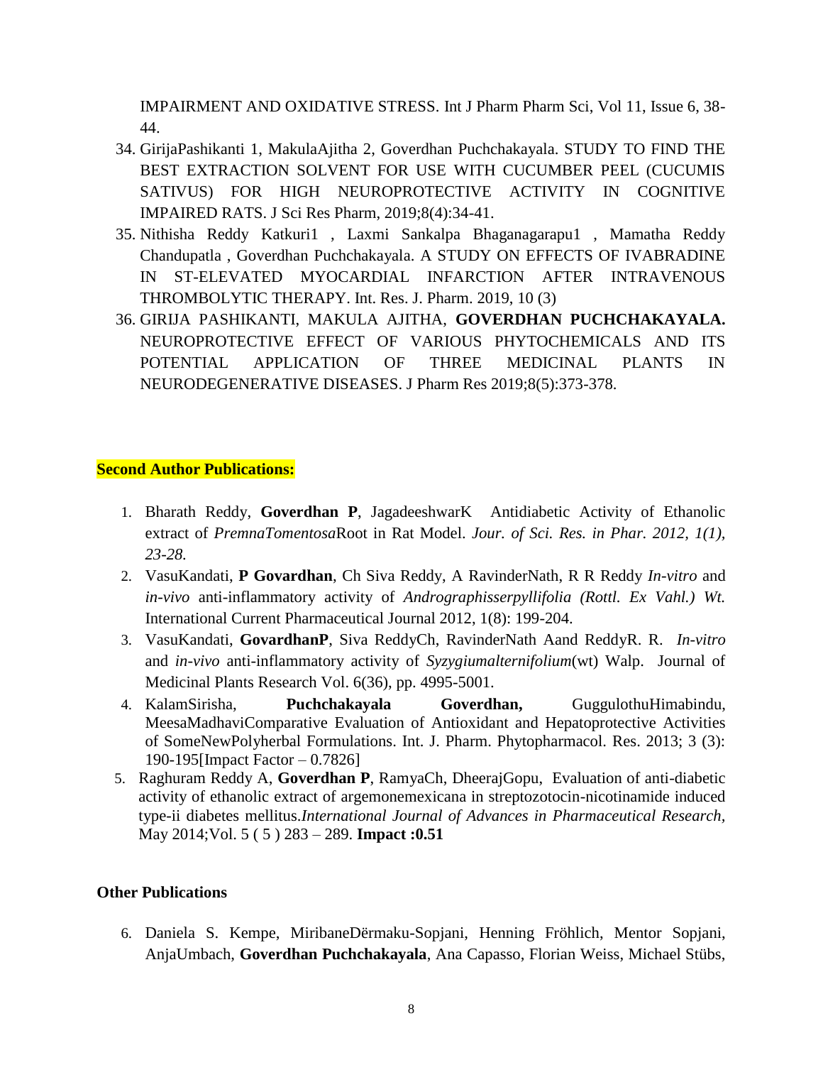IMPAIRMENT AND OXIDATIVE STRESS. Int J Pharm Pharm Sci, Vol 11, Issue 6, 38-44.

34. GirijaPashikanti 1, MakulaAjitha 2, Goverdhan Puchchakayala. STUDY TO FIND THE BEST EXTRACTION SOLVENT FOR USE WITH CUCUMBER PEEL (CUCUMIS SATIVUS) FOR HIGH NEUROPROTECTIVE ACTIVITY IN COGNITIVE IMPAIRED RATS. J Sci Res Pharm, 2019;8(4):34-41.
35. Nithisha Reddy Katkuri1 , Laxmi Sankalpa Bhaganagarapu1 , Mamatha Reddy Chandupatla , Goverdhan Puchchakayala. A STUDY ON EFFECTS OF IVABRADINE IN ST-ELEVATED MYOCARDIAL INFARCTION AFTER INTRAVENOUS THROMBOLYTIC THERAPY. Int. Res. J. Pharm. 2019, 10 (3)
36. GIRIJA PASHIKANTI, MAKULA AJITHA, **GOVERDHAN PUCHCHAKAYALA.** NEUROPROTECTIVE EFFECT OF VARIOUS PHYTOCHEMICALS AND ITS POTENTIAL APPLICATION OF THREE MEDICINAL PLANTS IN NEURODEGENERATIVE DISEASES. J Pharm Res 2019;8(5):373-378.

**Second Author Publications:**

1. Bharath Reddy, **Goverdhan P**, JagadeeshwarK Antidiabetic Activity of Ethanolic extract of *PremnaTomentosa*Root in Rat Model. *Jour. of Sci. Res. in Phar. 2012, 1(1), 23-28.*
2. VasuKandati, **P Govardhan**, Ch Siva Reddy, A RavinderNath, R R Reddy *In-vitro* and *in-vivo* anti-inflammatory activity of *Andrographisserpyllifolia (Rottl. Ex Vahl.) Wt.* International Current Pharmaceutical Journal 2012, 1(8): 199-204.
3. VasuKandati, **GovardhanP**, Siva ReddyCh, RavinderNath Aand ReddyR. R. *In-vitro* and *in-vivo* anti-inflammatory activity of *Syzygiumalternifolium*(wt) Walp. Journal of Medicinal Plants Research Vol. 6(36), pp. 4995-5001.
4. KalamSirisha, **Puchchakayala Goverdhan,** GuggulothuHimabindu, MeesaMadhaviComparative Evaluation of Antioxidant and Hepatoprotective Activities of SomeNewPolyherbal Formulations. Int. J. Pharm. Phytopharmacol. Res. 2013; 3 (3): 190-195[Impact Factor – 0.7826]
5. Raghuram Reddy A, **Goverdhan P**, RamyaCh, DheerajGopu, Evaluation of anti-diabetic activity of ethanolic extract of argemonemexicana in streptozotocin-nicotinamide induced type-ii diabetes mellitus.*International Journal of Advances in Pharmaceutical Research*, May 2014;Vol. 5 ( 5 ) 283 – 289. **Impact :0.51**

**Other Publications**

6. Daniela S. Kempe, MiribaneDërmaku-Sopjani, Henning Fröhlich, Mentor Sopjani, AnjaUmbach, **Goverdhan Puchchakayala**, Ana Capasso, Florian Weiss, Michael Stübs,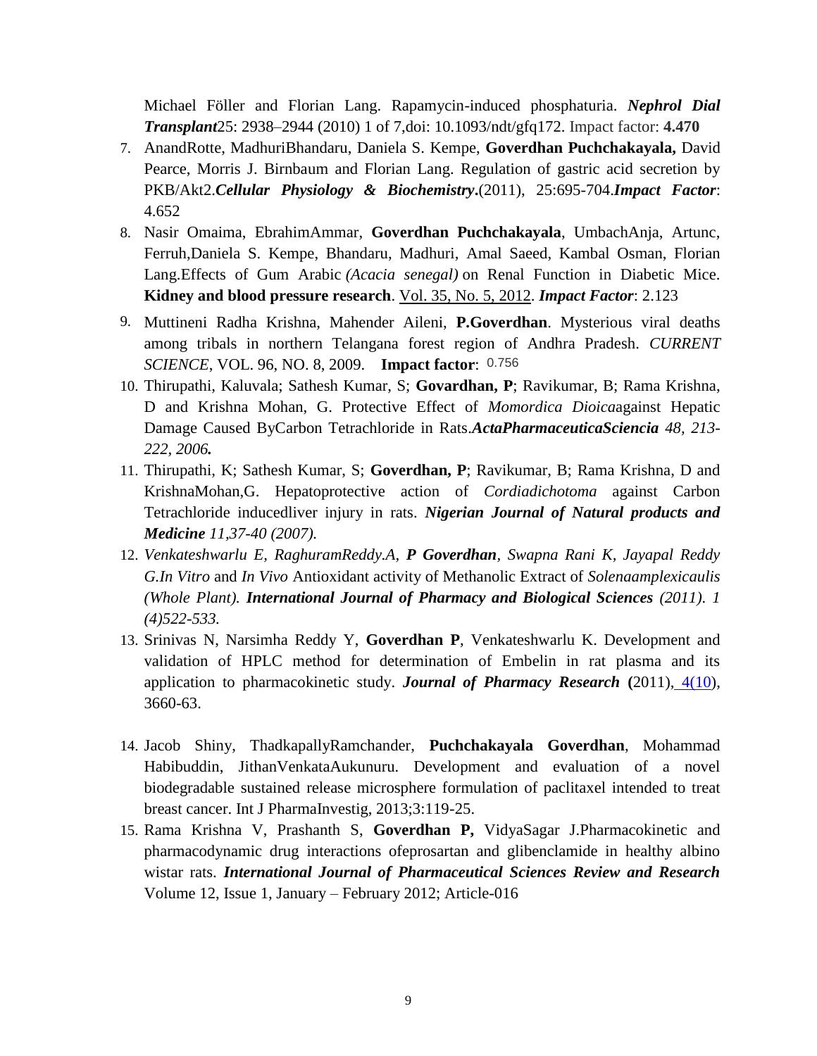Michael Föller and Florian Lang. Rapamycin-induced phosphaturia. ***Nephrol Dial Transplant***25: 2938–2944 (2010) 1 of 7,doi: 10.1093/ndt/gfq172. Impact factor: **4.470**

7. AnandRotte, MadhuriBhandaru, Daniela S. Kempe, **Goverdhan Puchchakayala,** David Pearce, Morris J. Birnbaum and Florian Lang. Regulation of gastric acid secretion by PKB/Akt2.***Cellular Physiology & Biochemistry*.**(2011), 25:695-704.***Impact Factor***: 4.652
8. Nasir Omaima, EbrahimAmmar, **Goverdhan Puchchakayala**, UmbachAnja, Artunc, Ferruh,Daniela S. Kempe, Bhandaru, Madhuri, Amal Saeed, Kambal Osman, Florian Lang.Effects of Gum Arabic *(Acacia senegal)* on Renal Function in Diabetic Mice. **Kidney and blood pressure research**. Vol. 35, No. 5, 2012. ***Impact Factor***: 2.123
9. Muttineni Radha Krishna, Mahender Aileni, **P.Goverdhan**. Mysterious viral deaths among tribals in northern Telangana forest region of Andhra Pradesh. *CURRENT SCIENCE*, VOL. 96, NO. 8, 2009. **Impact factor**: 0.756
10. Thirupathi, Kaluvala; Sathesh Kumar, S; **Govardhan, P**; Ravikumar, B; Rama Krishna, D and Krishna Mohan, G. Protective Effect of *Momordica Dioica*against Hepatic Damage Caused ByCarbon Tetrachloride in Rats.***ActaPharmaceuticaSciencia*** *48, 213-222, 2006.*
11. Thirupathi, K; Sathesh Kumar, S; **Goverdhan, P**; Ravikumar, B; Rama Krishna, D and KrishnaMohan,G. Hepatoprotective action of *Cordiadichotoma* against Carbon Tetrachloride inducedliver injury in rats. ***Nigerian Journal of Natural products and Medicine*** *11,37-40 (2007).*
12. *Venkateshwarlu E, RaghuramReddy.A, **P Goverdhan**, Swapna Rani K, Jayapal Reddy G.In Vitro* and *In Vivo* Antioxidant activity of Methanolic Extract of *Solenaamplexicaulis (Whole Plant).* ***International Journal of Pharmacy and Biological Sciences*** *(2011). 1 (4)522-533.*
13. Srinivas N, Narsimha Reddy Y, **Goverdhan P**, Venkateshwarlu K. Development and validation of HPLC method for determination of Embelin in rat plasma and its application to pharmacokinetic study. ***Journal of Pharmacy Research*** **(**2011), 4(10), 3660-63.
14. Jacob Shiny, ThadkapallyRamchander, **Puchchakayala Goverdhan**, Mohammad Habibuddin, JithanVenkataAukunuru. Development and evaluation of a novel biodegradable sustained release microsphere formulation of paclitaxel intended to treat breast cancer. Int J PharmaInvestig, 2013;3:119-25.
15. Rama Krishna V, Prashanth S, **Goverdhan P,** VidyaSagar J.Pharmacokinetic and pharmacodynamic drug interactions ofeprosartan and glibenclamide in healthy albino wistar rats. ***International Journal of Pharmaceutical Sciences Review and Research*** Volume 12, Issue 1, January – February 2012; Article-016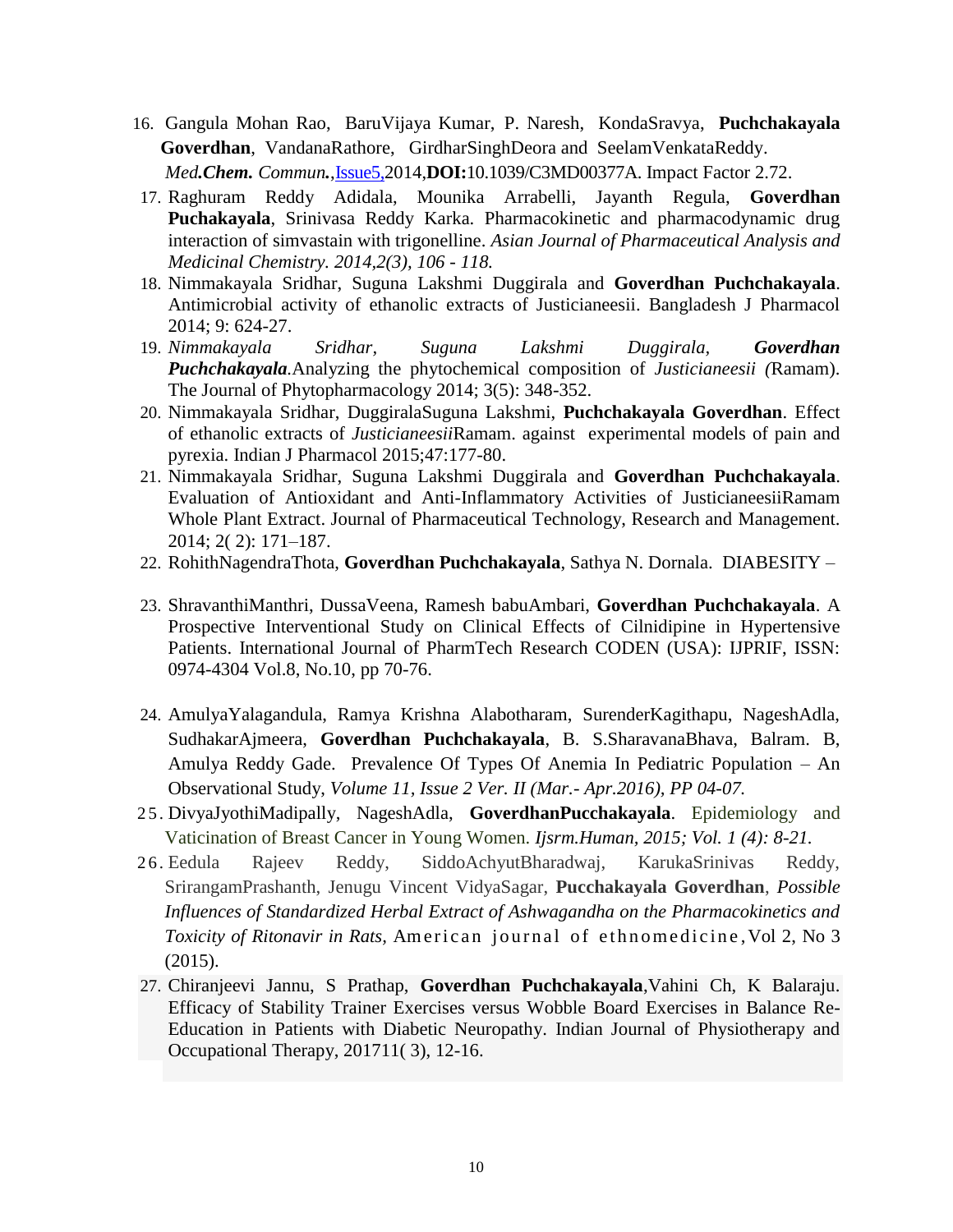16. Gangula Mohan Rao, BaruVijaya Kumar, P. Naresh, KondaSravya, **Puchchakayala Goverdhan**, VandanaRathore, GirdharSinghDeora and SeelamVenkataReddy. *Med.**Chem.** Commun.*,Issue5,2014,**DOI:**10.1039/C3MD00377A. Impact Factor 2.72.
17. Raghuram Reddy Adidala, Mounika Arrabelli, Jayanth Regula, **Goverdhan Puchakayala**, Srinivasa Reddy Karka. Pharmacokinetic and pharmacodynamic drug interaction of simvastain with trigonelline. *Asian Journal of Pharmaceutical Analysis and Medicinal Chemistry. 2014,2(3), 106 - 118.*
18. Nimmakayala Sridhar, Suguna Lakshmi Duggirala and **Goverdhan Puchchakayala**. Antimicrobial activity of ethanolic extracts of Justicianeesii. Bangladesh J Pharmacol 2014; 9: 624-27.
19. *Nimmakayala Sridhar, Suguna Lakshmi Duggirala, **Goverdhan Puchchakayala***.Analyzing the phytochemical composition of *Justicianeesii (*Ramam). The Journal of Phytopharmacology 2014; 3(5): 348-352.
20. Nimmakayala Sridhar, DuggiralaSuguna Lakshmi, **Puchchakayala Goverdhan**. Effect of ethanolic extracts of *Justicianeesii*Ramam. against experimental models of pain and pyrexia. Indian J Pharmacol 2015;47:177-80.
21. Nimmakayala Sridhar, Suguna Lakshmi Duggirala and **Goverdhan Puchchakayala**. Evaluation of Antioxidant and Anti-Inflammatory Activities of JusticianeesiiRamam Whole Plant Extract. Journal of Pharmaceutical Technology, Research and Management. 2014; 2( 2): 171–187.
22. RohithNagendraThota, **Goverdhan Puchchakayala**, Sathya N. Dornala. DIABESITY –
23. ShravanthiManthri, DussaVeena, Ramesh babuAmbari, **Goverdhan Puchchakayala**. A Prospective Interventional Study on Clinical Effects of Cilnidipine in Hypertensive Patients. International Journal of PharmTech Research CODEN (USA): IJPRIF, ISSN: 0974-4304 Vol.8, No.10, pp 70-76.
24. AmulyaYalagandula, Ramya Krishna Alabotharam, SurenderKagithapu, NageshAdla, SudhakarAjmeera, **Goverdhan Puchchakayala**, B. S.SharavanaBhava, Balram. B, Amulya Reddy Gade. Prevalence Of Types Of Anemia In Pediatric Population – An Observational Study, *Volume 11, Issue 2 Ver. II (Mar.- Apr.2016), PP 04-07.*
25. DivyaJyothiMadipally, NageshAdla, **GoverdhanPucchakayala**. Epidemiology and Vaticination of Breast Cancer in Young Women. *Ijsrm.Human, 2015; Vol. 1 (4): 8-21.*
26. Eedula Rajeev Reddy, SiddoAchyutBharadwaj, KarukaSrinivas Reddy, SrirangamPrashanth, Jenugu Vincent VidyaSagar, **Pucchakayala Goverdhan**, *Possible Influences of Standardized Herbal Extract of Ashwagandha on the Pharmacokinetics and Toxicity of Ritonavir in Rats,* American journal of ethnomedicine,Vol 2, No 3 (2015).
27. Chiranjeevi Jannu, S Prathap, **Goverdhan Puchchakayala**,Vahini Ch, K Balaraju. Efficacy of Stability Trainer Exercises versus Wobble Board Exercises in Balance Re-Education in Patients with Diabetic Neuropathy. Indian Journal of Physiotherapy and Occupational Therapy, 201711( 3), 12-16.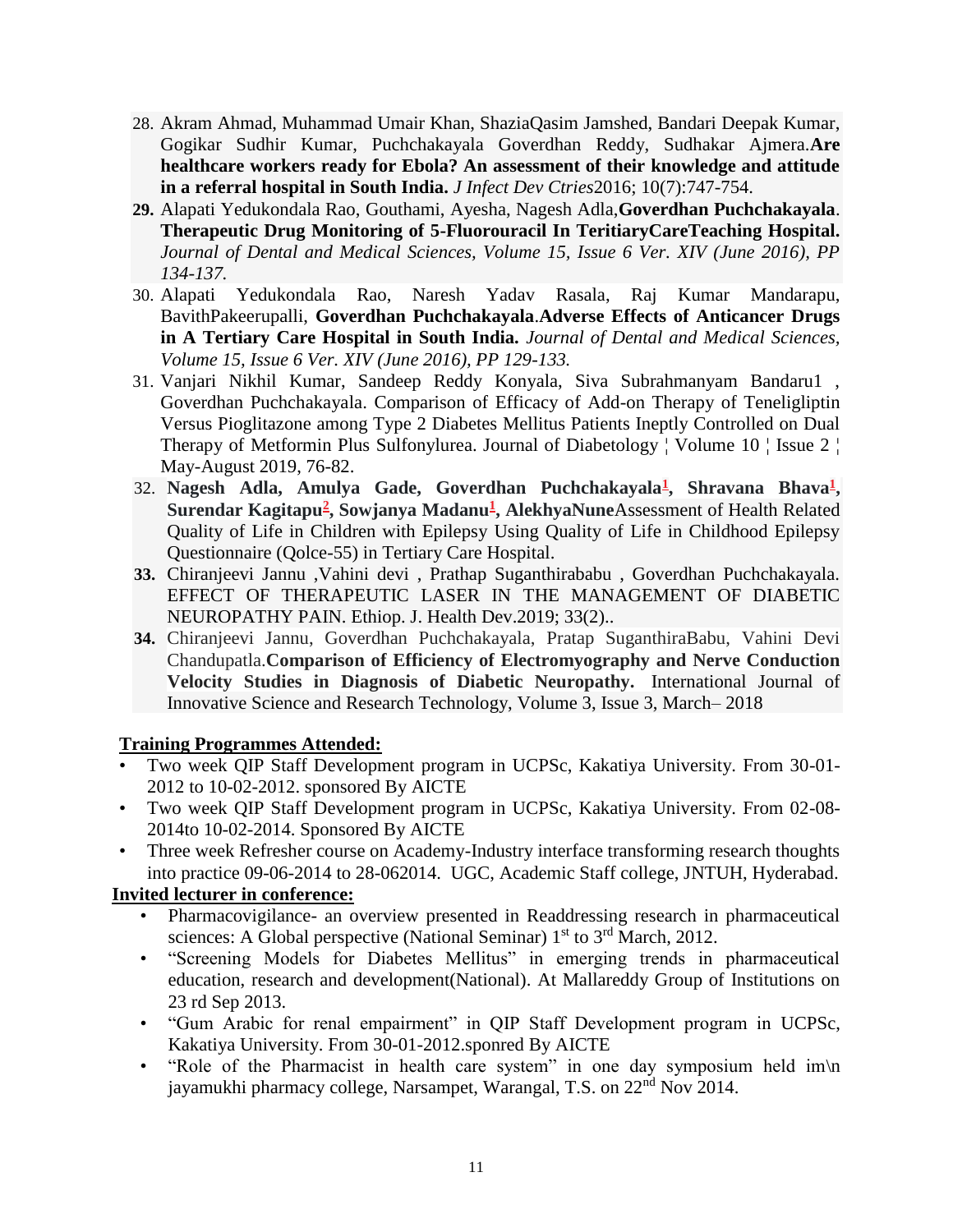28. Akram Ahmad, Muhammad Umair Khan, ShaziaQasim Jamshed, Bandari Deepak Kumar, Gogikar Sudhir Kumar, Puchchakayala Goverdhan Reddy, Sudhakar Ajmera.**Are healthcare workers ready for Ebola? An assessment of their knowledge and attitude in a referral hospital in South India.** *J Infect Dev Ctries*2016; 10(7):747-754.
29. Alapati Yedukondala Rao, Gouthami, Ayesha, Nagesh Adla,**Goverdhan Puchchakayala**. **Therapeutic Drug Monitoring of 5-Fluorouracil In TeritiaryCareTeaching Hospital.** *Journal of Dental and Medical Sciences, Volume 15, Issue 6 Ver. XIV (June 2016), PP 134-137.*
30. Alapati Yedukondala Rao, Naresh Yadav Rasala, Raj Kumar Mandarapu, BavithPakeerupalli, **Goverdhan Puchchakayala**.**Adverse Effects of Anticancer Drugs in A Tertiary Care Hospital in South India.** *Journal of Dental and Medical Sciences, Volume 15, Issue 6 Ver. XIV (June 2016), PP 129-133.*
31. Vanjari Nikhil Kumar, Sandeep Reddy Konyala, Siva Subrahmanyam Bandaru1 , Goverdhan Puchchakayala. Comparison of Efficacy of Add-on Therapy of Teneligliptin Versus Pioglitazone among Type 2 Diabetes Mellitus Patients Ineptly Controlled on Dual Therapy of Metformin Plus Sulfonylurea. Journal of Diabetology ¦ Volume 10 ¦ Issue 2 ¦ May-August 2019, 76-82.
32. **Nagesh Adla, Amulya Gade, Goverdhan Puchchakayala[1], Shravana Bhava[1], Surendar Kagitapu[2], Sowjanya Madanu[1], AlekhyaNune**Assessment of Health Related Quality of Life in Children with Epilepsy Using Quality of Life in Childhood Epilepsy Questionnaire (Qolce-55) in Tertiary Care Hospital.
33. Chiranjeevi Jannu ,Vahini devi , Prathap Suganthirababu , Goverdhan Puchchakayala. EFFECT OF THERAPEUTIC LASER IN THE MANAGEMENT OF DIABETIC NEUROPATHY PAIN. Ethiop. J. Health Dev.2019; 33(2)..
34. Chiranjeevi Jannu, Goverdhan Puchchakayala, Pratap SuganthiraBabu, Vahini Devi Chandupatla.**Comparison of Efficiency of Electromyography and Nerve Conduction Velocity Studies in Diagnosis of Diabetic Neuropathy.** International Journal of Innovative Science and Research Technology, Volume 3, Issue 3, March– 2018

**Training Programmes Attended:**

- Two week QIP Staff Development program in UCPSc, Kakatiya University. From 30-01-2012 to 10-02-2012. sponsored By AICTE
- Two week QIP Staff Development program in UCPSc, Kakatiya University. From 02-08-2014to 10-02-2014. Sponsored By AICTE
- Three week Refresher course on Academy-Industry interface transforming research thoughts into practice 09-06-2014 to 28-062014. UGC, Academic Staff college, JNTUH, Hyderabad.

**Invited lecturer in conference:**

- Pharmacovigilance- an overview presented in Readdressing research in pharmaceutical sciences: A Global perspective (National Seminar) 1st to 3rd March, 2012.
- "Screening Models for Diabetes Mellitus" in emerging trends in pharmaceutical education, research and development(National). At Mallareddy Group of Institutions on 23 rd Sep 2013.
- "Gum Arabic for renal empairment" in QIP Staff Development program in UCPSc, Kakatiya University. From 30-01-2012.sponred By AICTE
- "Role of the Pharmacist in health care system" in one day symposium held im\n jayamukhi pharmacy college, Narsampet, Warangal, T.S. on 22nd Nov 2014.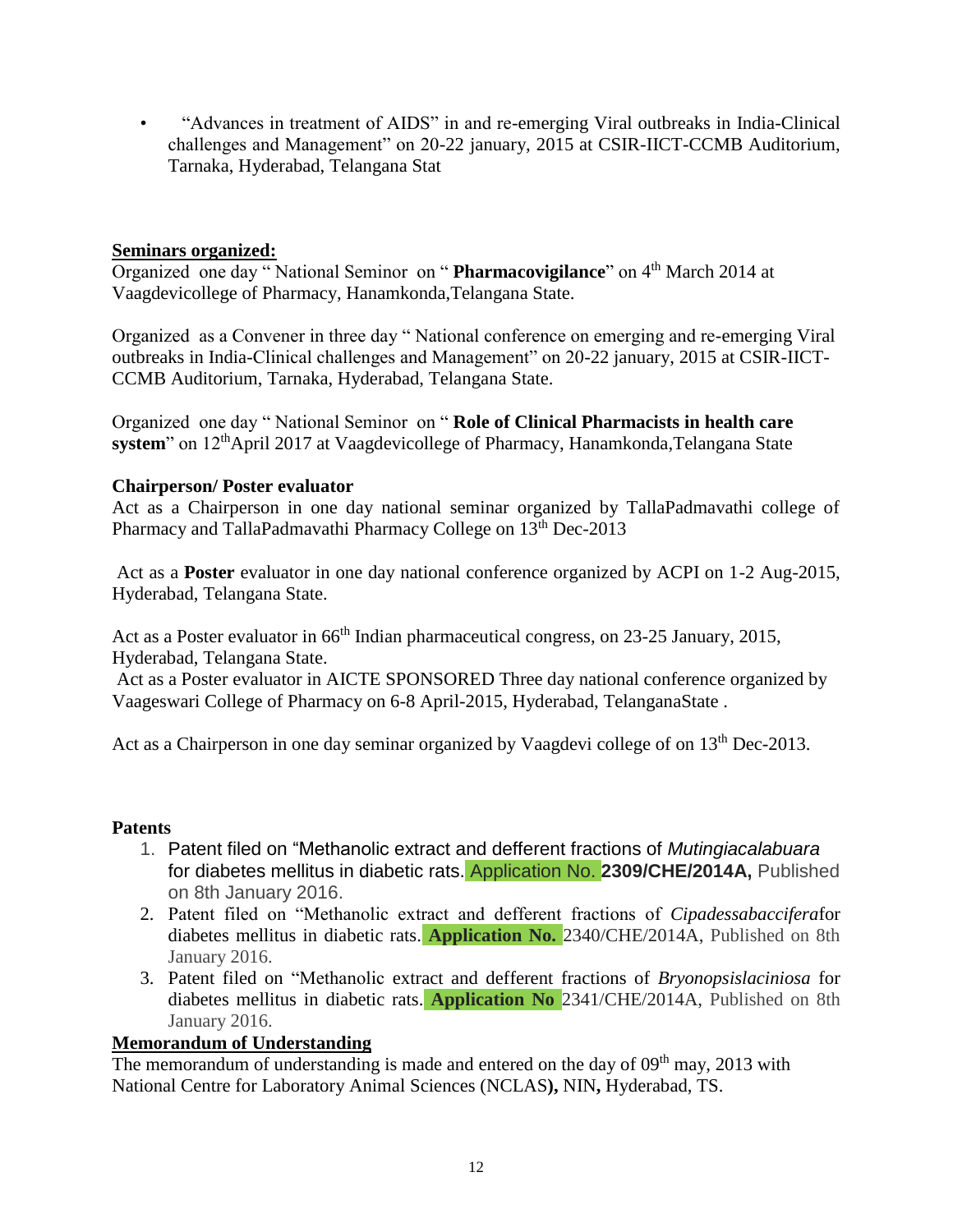- "Advances in treatment of AIDS" in and re-emerging Viral outbreaks in India-Clinical challenges and Management" on 20-22 january, 2015 at CSIR-IICT-CCMB Auditorium, Tarnaka, Hyderabad, Telangana Stat

**Seminars organized:**

Organized one day " National Seminor on " **Pharmacovigilance**" on 4th March 2014 at Vaagdevicollege of Pharmacy, Hanamkonda,Telangana State.

Organized as a Convener in three day " National conference on emerging and re-emerging Viral outbreaks in India-Clinical challenges and Management" on 20-22 january, 2015 at CSIR-IICT-CCMB Auditorium, Tarnaka, Hyderabad, Telangana State.

Organized one day " National Seminor on " **Role of Clinical Pharmacists in health care system**" on 12thApril 2017 at Vaagdevicollege of Pharmacy, Hanamkonda,Telangana State

**Chairperson/ Poster evaluator**

Act as a Chairperson in one day national seminar organized by TallaPadmavathi college of Pharmacy and TallaPadmavathi Pharmacy College on 13th Dec-2013

Act as a **Poster** evaluator in one day national conference organized by ACPI on 1-2 Aug-2015, Hyderabad, Telangana State.

Act as a Poster evaluator in 66th Indian pharmaceutical congress, on 23-25 January, 2015, Hyderabad, Telangana State.

Act as a Poster evaluator in AICTE SPONSORED Three day national conference organized by Vaageswari College of Pharmacy on 6-8 April-2015, Hyderabad, TelanganaState .

Act as a Chairperson in one day seminar organized by Vaagdevi college of on 13th Dec-2013.

**Patents**

1. Patent filed on "Methanolic extract and defferent fractions of *Mutingiacalabuara* for diabetes mellitus in diabetic rats. Application No. **2309/CHE/2014A,** Published on 8th January 2016.
2. Patent filed on "Methanolic extract and defferent fractions of *Cipadessabaccifera*for diabetes mellitus in diabetic rats. **Application No.** 2340/CHE/2014A, Published on 8th January 2016.
3. Patent filed on "Methanolic extract and defferent fractions of *Bryonopsislaciniosa* for diabetes mellitus in diabetic rats. **Application No** 2341/CHE/2014A, Published on 8th January 2016.

**Memorandum of Understanding**

The memorandum of understanding is made and entered on the day of 09th may, 2013 with National Centre for Laboratory Animal Sciences (NCLAS**),** NIN**,** Hyderabad, TS.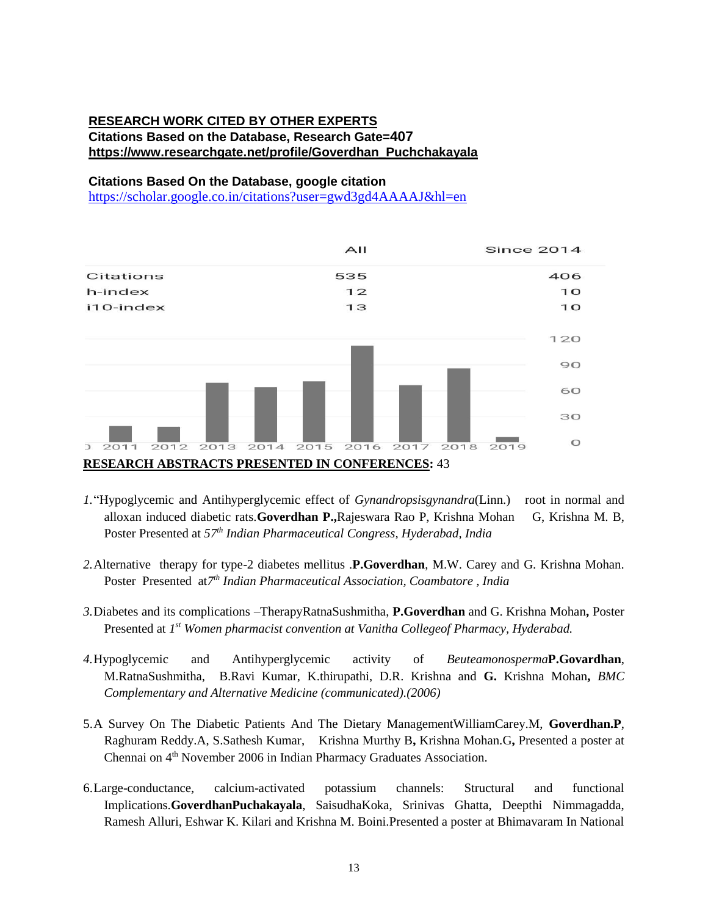**RESEARCH WORK CITED BY OTHER EXPERTS**

**Citations Based on the Database, Research Gate=407**

**https://www.researchgate.net/profile/Goverdhan_Puchchakayala**

**Citations Based On the Database, google citation**

https://scholar.google.co.in/citations?user=gwd3gd4AAAAJ&hl=en

| | All | Since 2014 |
|---|---|---|
| Citations | 535 | 406 |
| h-index | 12 | 10 |
| i10-index | 13 | 10 |

**RESEARCH ABSTRACTS PRESENTED IN CONFERENCES:** 43

1. "Hypoglycemic and Antihyperglycemic effect of *Gynandropsisgynandra*(Linn.) root in normal and alloxan induced diabetic rats.**Goverdhan P.,**Rajeswara Rao P, Krishna Mohan G, Krishna M. B, Poster Presented at 57th *Indian Pharmaceutical Congress, Hyderabad, India*

2. Alternative therapy for type-2 diabetes mellitus .**P.Goverdhan**, M.W. Carey and G. Krishna Mohan. Poster Presented at7th *Indian Pharmaceutical Association, Coambatore , India*

3. Diabetes and its complications –TherapyRatnaSushmitha, **P.Goverdhan** and G. Krishna Mohan**,** Poster Presented at 1st *Women pharmacist convention at Vanitha Collegeof Pharmacy, Hyderabad.*

4. Hypoglycemic and Antihyperglycemic activity of *Beuteamonosperma***P.Govardhan**, M.RatnaSushmitha, B.Ravi Kumar, K.thirupathi, D.R. Krishna and **G.** Krishna Mohan**,** *BMC Complementary and Alternative Medicine (communicated).(2006)*

5. A Survey On The Diabetic Patients And The Dietary ManagementWilliamCarey.M, **Goverdhan.P**, Raghuram Reddy.A, S.Sathesh Kumar, Krishna Murthy B**,** Krishna Mohan.G**,** Presented a poster at Chennai on 4th November 2006 in Indian Pharmacy Graduates Association.

6. Large-conductance, calcium-activated potassium channels: Structural and functional Implications.**GoverdhanPuchakayala**, SaisudhaKoka, Srinivas Ghatta, Deepthi Nimmagadda, Ramesh Alluri, Eshwar K. Kilari and Krishna M. Boini.Presented a poster at Bhimavaram In National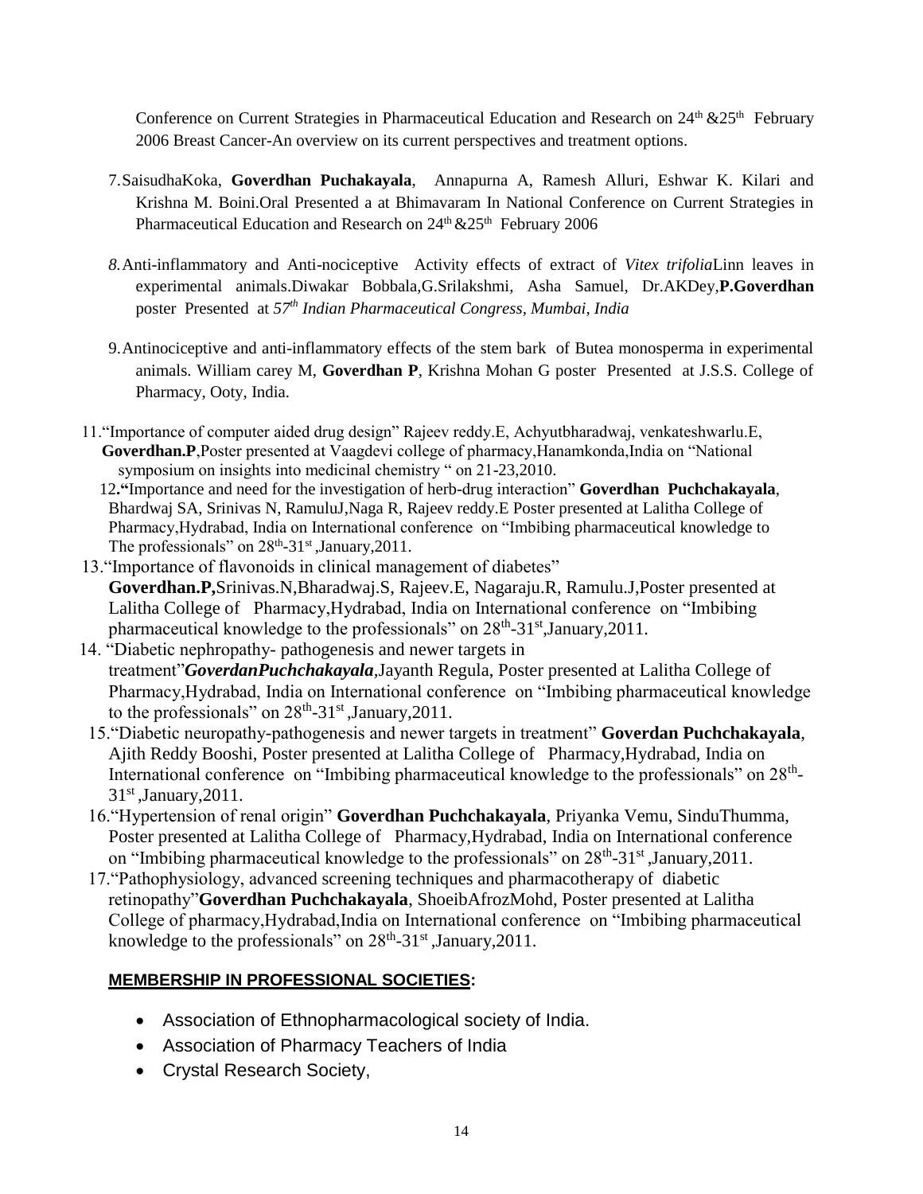Conference on Current Strategies in Pharmaceutical Education and Research on 24th &25th February 2006 Breast Cancer-An overview on its current perspectives and treatment options.

7. SaisudhaKoka, **Goverdhan Puchakayala**, Annapurna A, Ramesh Alluri, Eshwar K. Kilari and Krishna M. Boini.Oral Presented a at Bhimavaram In National Conference on Current Strategies in Pharmaceutical Education and Research on 24th &25th February 2006

*8.* Anti-inflammatory and Anti-nociceptive Activity effects of extract of *Vitex trifolia*Linn leaves in experimental animals.Diwakar Bobbala,G.Srilakshmi, Asha Samuel, Dr.AKDey,**P.Goverdhan** poster Presented at *57th Indian Pharmaceutical Congress, Mumbai, India*

9. Antinociceptive and anti-inflammatory effects of the stem bark of Butea monosperma in experimental animals. William carey M, **Goverdhan P**, Krishna Mohan G poster Presented at J.S.S. College of Pharmacy, Ooty, India.

11. "Importance of computer aided drug design" Rajeev reddy.E, Achyutbharadwaj, venkateshwarlu.E, **Goverdhan.P**,Poster presented at Vaagdevi college of pharmacy,Hanamkonda,India on "National symposium on insights into medicinal chemistry " on 21-23,2010.

12**."**Importance and need for the investigation of herb-drug interaction" **Goverdhan Puchchakayala**, Bhardwaj SA, Srinivas N, RamuluJ,Naga R, Rajeev reddy.E Poster presented at Lalitha College of Pharmacy,Hydrabad, India on International conference on "Imbibing pharmaceutical knowledge to The professionals" on 28th-31st ,January,2011.

13. "Importance of flavonoids in clinical management of diabetes" **Goverdhan.P,**Srinivas.N,Bharadwaj.S, Rajeev.E, Nagaraju.R, Ramulu.J,Poster presented at Lalitha College of Pharmacy,Hydrabad, India on International conference on "Imbibing pharmaceutical knowledge to the professionals" on 28th-31st,January,2011.

14. "Diabetic nephropathy- pathogenesis and newer targets in treatment"***GoverdanPuchchakayala***,Jayanth Regula, Poster presented at Lalitha College of Pharmacy,Hydrabad, India on International conference on "Imbibing pharmaceutical knowledge to the professionals" on 28th-31st ,January,2011.

15. "Diabetic neuropathy-pathogenesis and newer targets in treatment" **Goverdan Puchchakayala**, Ajith Reddy Booshi, Poster presented at Lalitha College of Pharmacy,Hydrabad, India on International conference on "Imbibing pharmaceutical knowledge to the professionals" on 28th-31st ,January,2011.

16. "Hypertension of renal origin" **Goverdhan Puchchakayala**, Priyanka Vemu, SinduThumma, Poster presented at Lalitha College of Pharmacy,Hydrabad, India on International conference on "Imbibing pharmaceutical knowledge to the professionals" on 28th-31st ,January,2011.

17. "Pathophysiology, advanced screening techniques and pharmacotherapy of diabetic retinopathy"**Goverdhan Puchchakayala**, ShoeibAfrozMohd, Poster presented at Lalitha College of pharmacy,Hydrabad,India on International conference on "Imbibing pharmaceutical knowledge to the professionals" on 28th-31st ,January,2011.

**MEMBERSHIP IN PROFESSIONAL SOCIETIES:**

- Association of Ethnopharmacological society of India.
- Association of Pharmacy Teachers of India
- Crystal Research Society,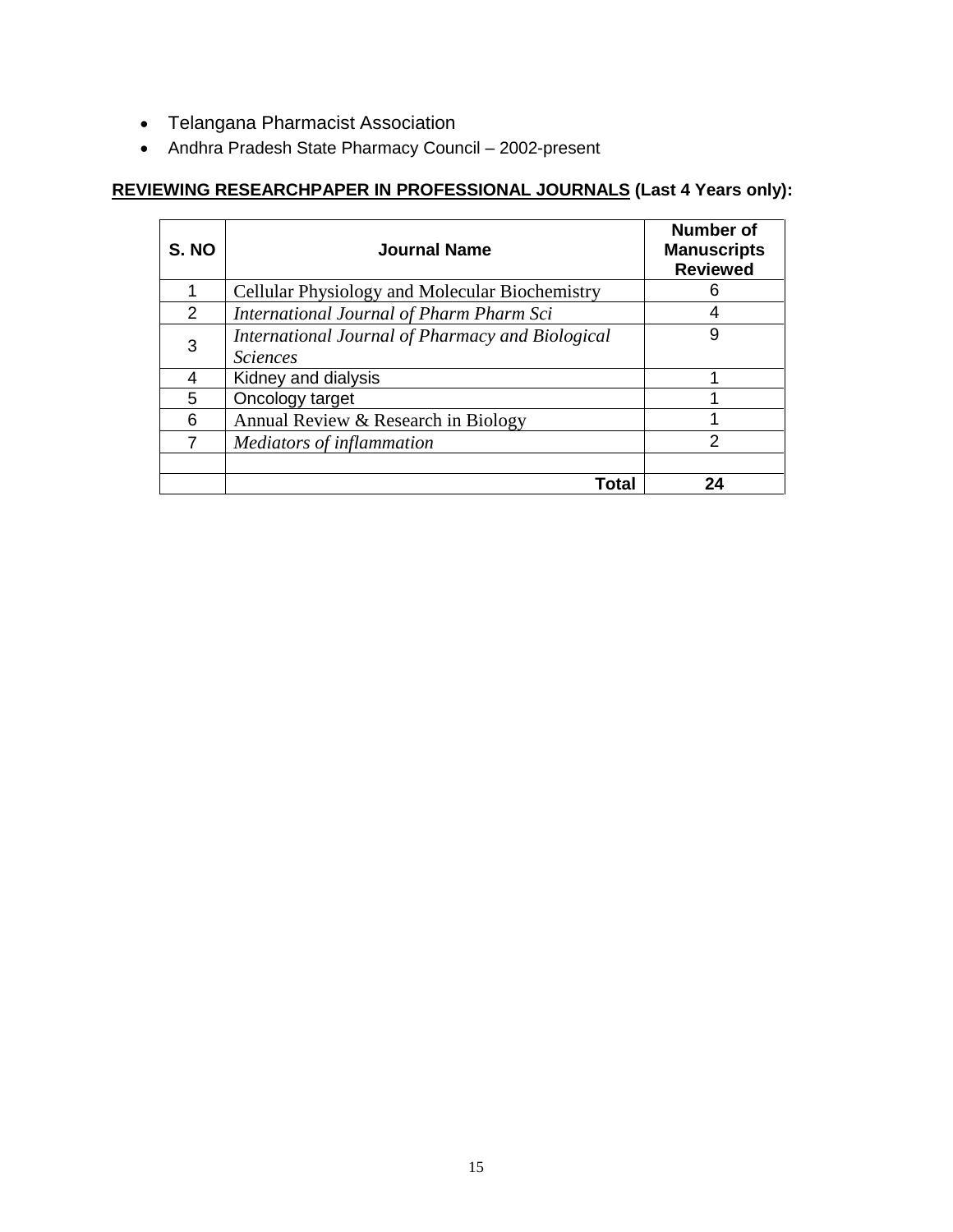- Telangana Pharmacist Association
- Andhra Pradesh State Pharmacy Council – 2002-present

**<u>REVIEWING RESEARCHPAPER IN PROFESSIONAL JOURNALS</u> (Last 4 Years only):**

| S. NO | Journal Name | Number of Manuscripts Reviewed |
|---|---|---|
| 1 | Cellular Physiology and Molecular Biochemistry | 6 |
| 2 | *International Journal of Pharm Pharm Sci* | 4 |
| 3 | *International Journal of Pharmacy and Biological Sciences* | 9 |
| 4 | Kidney and dialysis | 1 |
| 5 | Oncology target | 1 |
| 6 | Annual Review & Research in Biology | 1 |
| 7 | *Mediators of inflammation* | 2 |
| | | |
| | **Total** | **24** |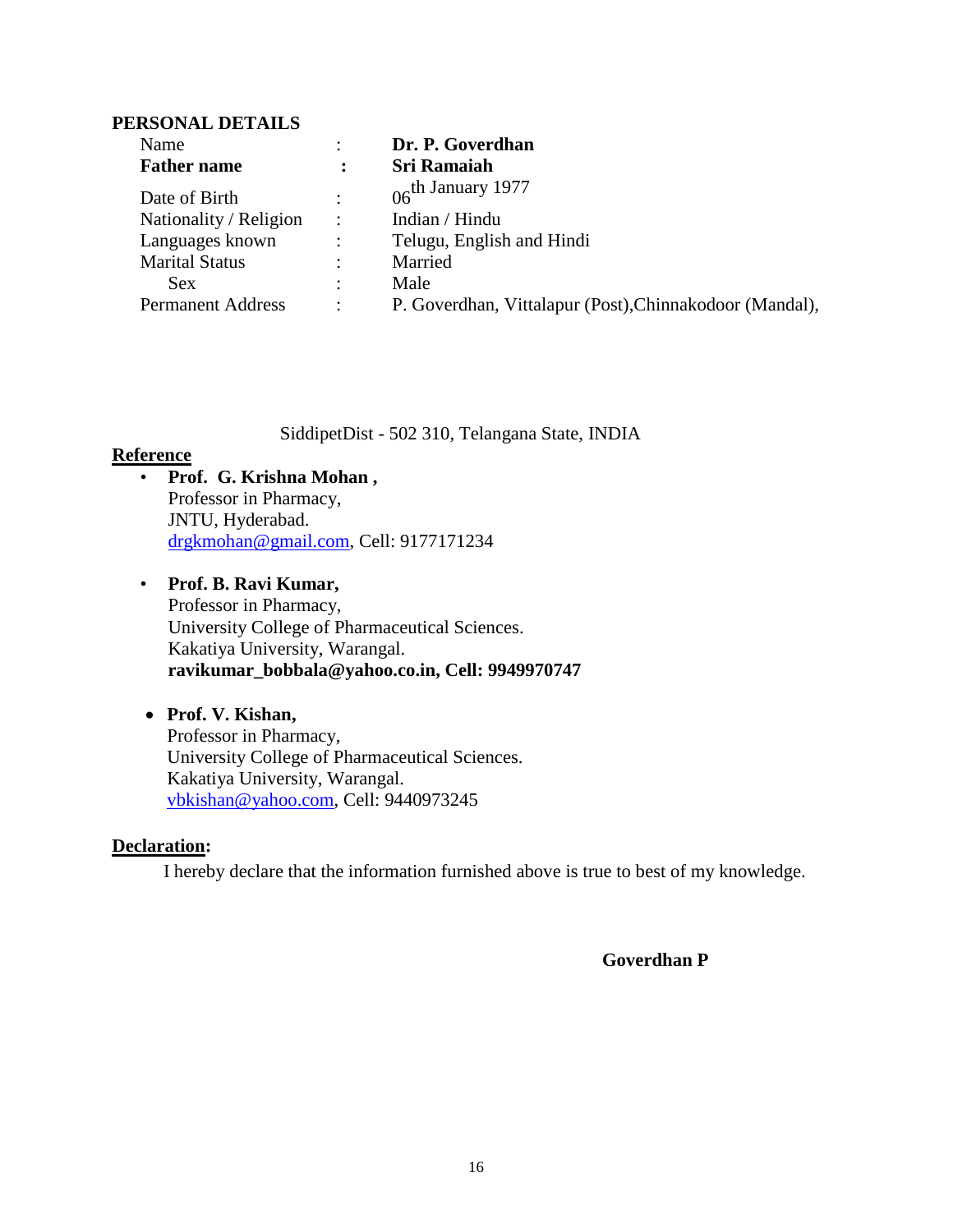**PERSONAL DETAILS**

| | | |
|---|---|---|
| Name | : | **Dr. P. Goverdhan** |
| **Father name** | **:** | **Sri Ramaiah** |
| Date of Birth | : | 06th January 1977 |
| Nationality / Religion | : | Indian / Hindu |
| Languages known | : | Telugu, English and Hindi |
| Marital Status | : | Married |
| Sex | : | Male |
| Permanent Address | : | P. Goverdhan, Vittalapur (Post),Chinnakodoor (Mandal), SiddipetDist - 502 310, Telangana State, INDIA |

**Reference**

- **Prof. G. Krishna Mohan ,**
  Professor in Pharmacy,
  JNTU, Hyderabad.
  drgkmohan@gmail.com, Cell: 9177171234

- **Prof. B. Ravi Kumar,**
  Professor in Pharmacy,
  University College of Pharmaceutical Sciences.
  Kakatiya University, Warangal.
  **ravikumar_bobbala@yahoo.co.in, Cell: 9949970747**

- **Prof. V. Kishan,**
  Professor in Pharmacy,
  University College of Pharmaceutical Sciences.
  Kakatiya University, Warangal.
  vbkishan@yahoo.com, Cell: 9440973245

**Declaration:**

I hereby declare that the information furnished above is true to best of my knowledge.

**Goverdhan P**